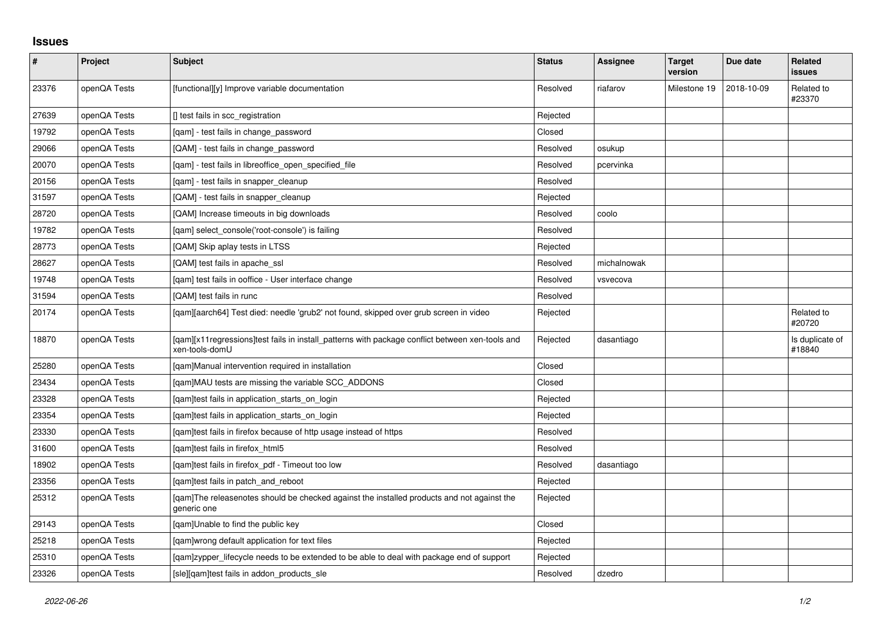## Issues

| # | Project | Subject | Status | Assignee | Target version | Due date | Related issues |
|---|---|---|---|---|---|---|---|
| 23376 | openQA Tests | [functional][y] Improve variable documentation | Resolved | riafarov | Milestone 19 | 2018-10-09 | Related to #23370 |
| 27639 | openQA Tests | [] test fails in scc_registration | Rejected | | | | |
| 19792 | openQA Tests | [qam] - test fails in change_password | Closed | | | | |
| 29066 | openQA Tests | [QAM] - test fails in change_password | Resolved | osukup | | | |
| 20070 | openQA Tests | [qam] - test fails in libreoffice_open_specified_file | Resolved | pcervinka | | | |
| 20156 | openQA Tests | [qam] - test fails in snapper_cleanup | Resolved | | | | |
| 31597 | openQA Tests | [QAM] - test fails in snapper_cleanup | Rejected | | | | |
| 28720 | openQA Tests | [QAM] Increase timeouts in big downloads | Resolved | coolo | | | |
| 19782 | openQA Tests | [qam] select_console('root-console') is failing | Resolved | | | | |
| 28773 | openQA Tests | [QAM] Skip aplay tests in LTSS | Rejected | | | | |
| 28627 | openQA Tests | [QAM] test fails in apache_ssl | Resolved | michalnowak | | | |
| 19748 | openQA Tests | [qam] test fails in ooffice - User interface change | Resolved | vsvecova | | | |
| 31594 | openQA Tests | [QAM] test fails in runc | Resolved | | | | |
| 20174 | openQA Tests | [qam][aarch64] Test died: needle 'grub2' not found, skipped over grub screen in video | Rejected | | | | Related to #20720 |
| 18870 | openQA Tests | [qam][x11regressions]test fails in install_patterns with package conflict between xen-tools and xen-tools-domU | Rejected | dasantiago | | | Is duplicate of #18840 |
| 25280 | openQA Tests | [qam]Manual intervention required in installation | Closed | | | | |
| 23434 | openQA Tests | [qam]MAU tests are missing the variable SCC_ADDONS | Closed | | | | |
| 23328 | openQA Tests | [qam]test fails in application_starts_on_login | Rejected | | | | |
| 23354 | openQA Tests | [qam]test fails in application_starts_on_login | Rejected | | | | |
| 23330 | openQA Tests | [qam]test fails in firefox because of http usage instead of https | Resolved | | | | |
| 31600 | openQA Tests | [qam]test fails in firefox_html5 | Resolved | | | | |
| 18902 | openQA Tests | [qam]test fails in firefox_pdf - Timeout too low | Resolved | dasantiago | | | |
| 23356 | openQA Tests | [qam]test fails in patch_and_reboot | Rejected | | | | |
| 25312 | openQA Tests | [qam]The releasenotes should be checked against the installed products and not against the generic one | Rejected | | | | |
| 29143 | openQA Tests | [qam]Unable to find the public key | Closed | | | | |
| 25218 | openQA Tests | [qam]wrong default application for text files | Rejected | | | | |
| 25310 | openQA Tests | [qam]zypper_lifecycle needs to be extended to be able to deal with package end of support | Rejected | | | | |
| 23326 | openQA Tests | [sle][qam]test fails in addon_products_sle | Resolved | dzedro | | | |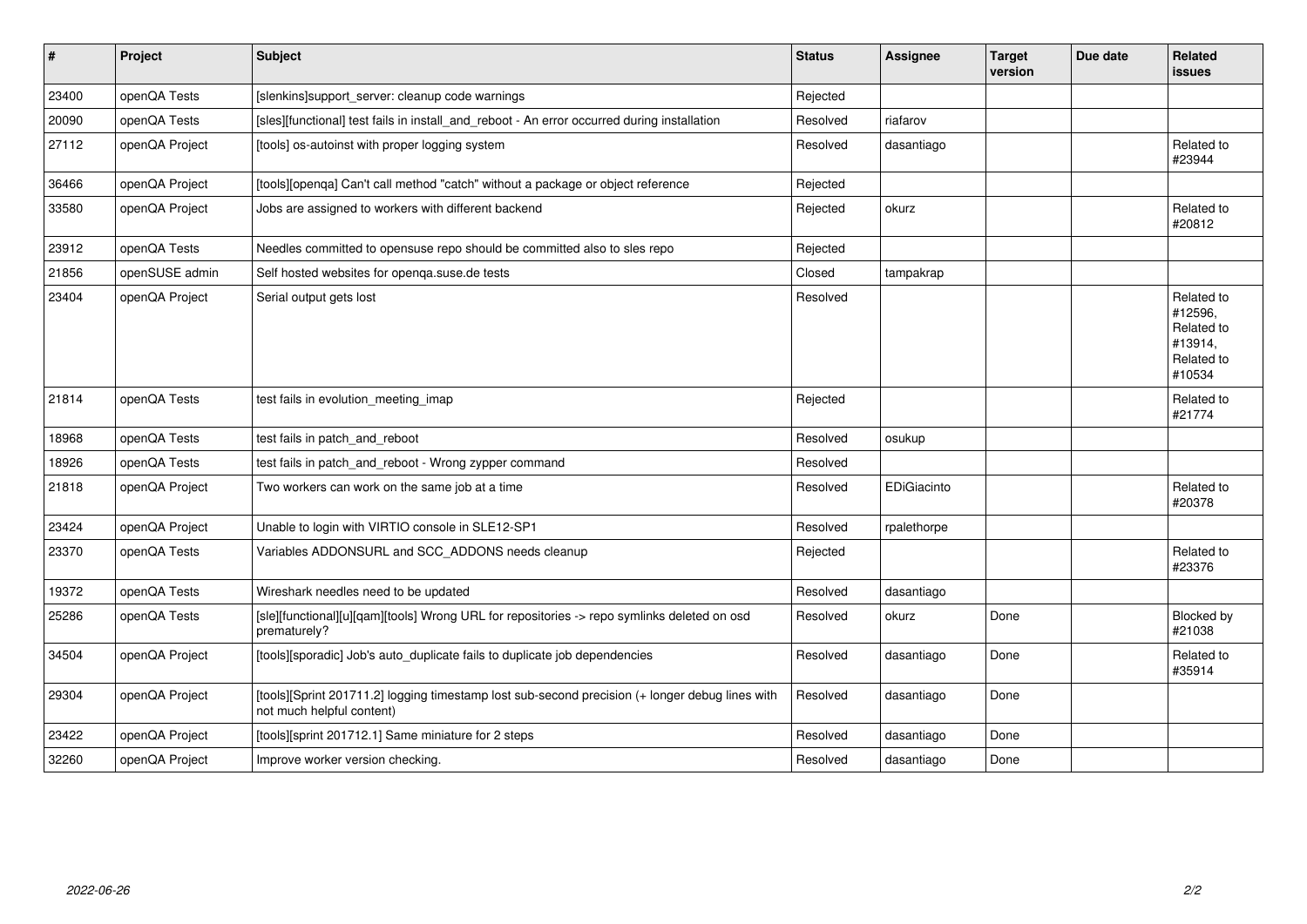| # | Project | Subject | Status | Assignee | Target version | Due date | Related issues |
|---|---|---|---|---|---|---|---|
| 23400 | openQA Tests | [slenkins]support_server: cleanup code warnings | Rejected | | | | |
| 20090 | openQA Tests | [sles][functional] test fails in install_and_reboot - An error occurred during installation | Resolved | riafarov | | | |
| 27112 | openQA Project | [tools] os-autoinst with proper logging system | Resolved | dasantiago | | | Related to #23944 |
| 36466 | openQA Project | [tools][openqa] Can't call method "catch" without a package or object reference | Rejected | | | | |
| 33580 | openQA Project | Jobs are assigned to workers with different backend | Rejected | okurz | | | Related to #20812 |
| 23912 | openQA Tests | Needles committed to opensuse repo should be committed also to sles repo | Rejected | | | | |
| 21856 | openSUSE admin | Self hosted websites for openqa.suse.de tests | Closed | tampakrap | | | |
| 23404 | openQA Project | Serial output gets lost | Resolved | | | | Related to #12596, Related to #13914, Related to #10534 |
| 21814 | openQA Tests | test fails in evolution_meeting_imap | Rejected | | | | Related to #21774 |
| 18968 | openQA Tests | test fails in patch_and_reboot | Resolved | osukup | | | |
| 18926 | openQA Tests | test fails in patch_and_reboot - Wrong zypper command | Resolved | | | | |
| 21818 | openQA Project | Two workers can work on the same job at a time | Resolved | EDiGiacinto | | | Related to #20378 |
| 23424 | openQA Project | Unable to login with VIRTIO console in SLE12-SP1 | Resolved | rpalethorpe | | | |
| 23370 | openQA Tests | Variables ADDONSURL and SCC_ADDONS needs cleanup | Rejected | | | | Related to #23376 |
| 19372 | openQA Tests | Wireshark needles need to be updated | Resolved | dasantiago | | | |
| 25286 | openQA Tests | [sle][functional][u][qam][tools] Wrong URL for repositories -> repo symlinks deleted on osd prematurely? | Resolved | okurz | Done | | Blocked by #21038 |
| 34504 | openQA Project | [tools][sporadic] Job's auto_duplicate fails to duplicate job dependencies | Resolved | dasantiago | Done | | Related to #35914 |
| 29304 | openQA Project | [tools][Sprint 201711.2] logging timestamp lost sub-second precision (+ longer debug lines with not much helpful content) | Resolved | dasantiago | Done | | |
| 23422 | openQA Project | [tools][sprint 201712.1] Same miniature for 2 steps | Resolved | dasantiago | Done | | |
| 32260 | openQA Project | Improve worker version checking. | Resolved | dasantiago | Done | | |